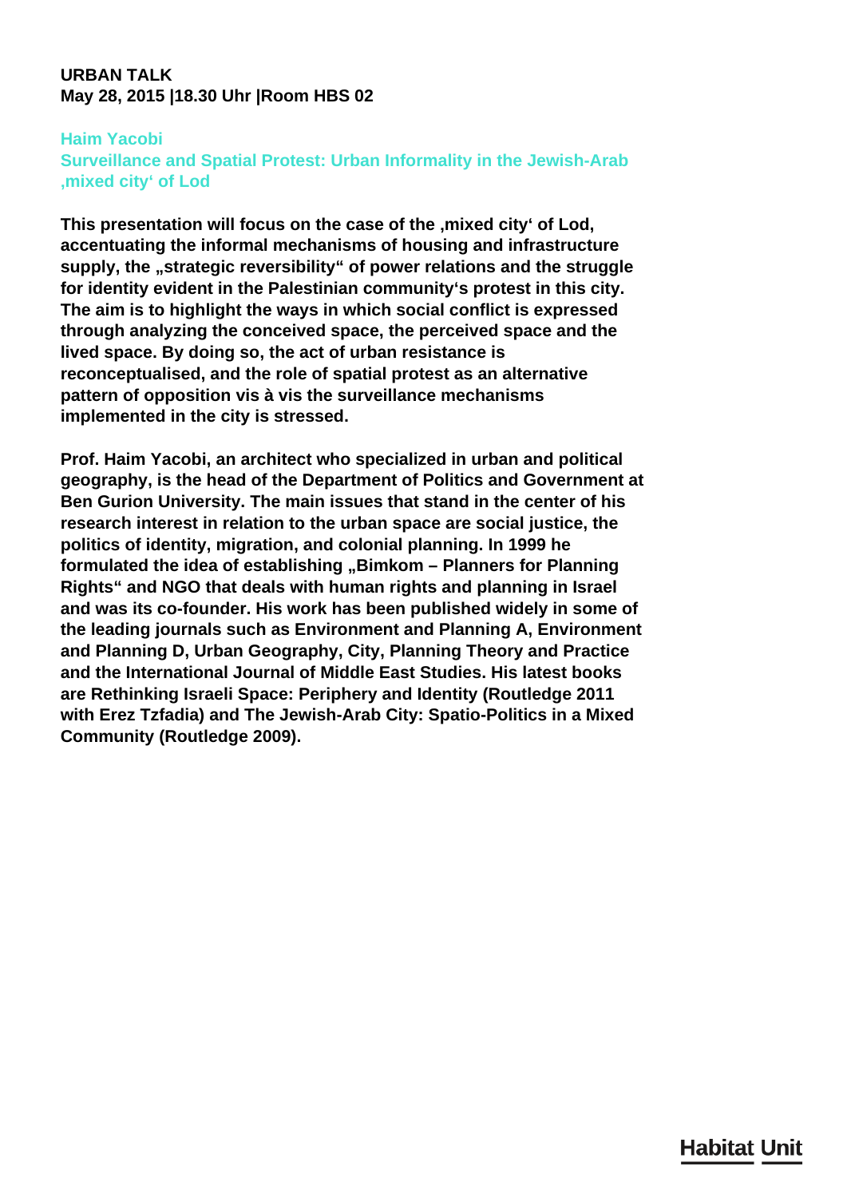**URBAN TALK**
**May 28, 2015 |18.30 Uhr |Room HBS 02**

## Haim Yacobi

## Surveillance and Spatial Protest: Urban Informality in the Jewish-Arab ‚mixed city' of Lod

**This presentation will focus on the case of the ‚mixed city' of Lod, accentuating the informal mechanisms of housing and infrastructure supply, the „strategic reversibility" of power relations and the struggle for identity evident in the Palestinian community's protest in this city. The aim is to highlight the ways in which social conflict is expressed through analyzing the conceived space, the perceived space and the lived space. By doing so, the act of urban resistance is reconceptualised, and the role of spatial protest as an alternative pattern of opposition vis à vis the surveillance mechanisms implemented in the city is stressed.**

**Prof. Haim Yacobi, an architect who specialized in urban and political geography, is the head of the Department of Politics and Government at Ben Gurion University. The main issues that stand in the center of his research interest in relation to the urban space are social justice, the politics of identity, migration, and colonial planning. In 1999 he formulated the idea of establishing „Bimkom – Planners for Planning Rights" and NGO that deals with human rights and planning in Israel and was its co-founder. His work has been published widely in some of the leading journals such as Environment and Planning A, Environment and Planning D, Urban Geography, City, Planning Theory and Practice and the International Journal of Middle East Studies. His latest books are Rethinking Israeli Space: Periphery and Identity (Routledge 2011 with Erez Tzfadia) and The Jewish-Arab City: Spatio-Politics in a Mixed Community (Routledge 2009).**

Habitat Unit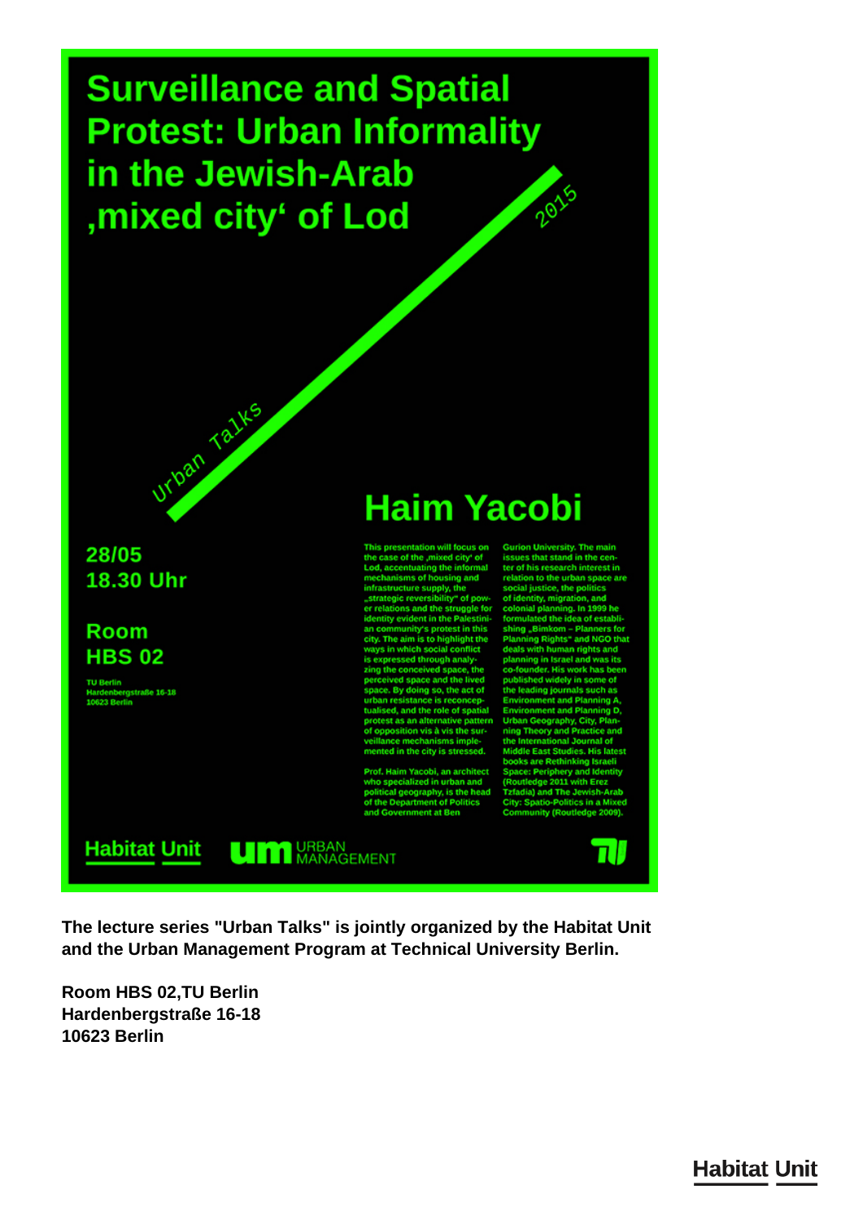# Surveillance and Spatial Protest: Urban Informality in the Jewish-Arab ‚mixed city' of Lod

Urban Talks 2015

## Haim Yacobi

28/05
18.30 Uhr

Room
HBS 02

TU Berlin
Hardenbergstraße 16-18
10623 Berlin

This presentation will focus on the case of the ‚mixed city' of Lod, accentuating the informal mechanisms of housing and infrastructure supply, the „strategic reversibility" of power relations and the struggle for identity evident in the Palestinian community's protest in this city. The aim is to highlight the ways in which social conflict is expressed through analyzing the conceived space, the perceived space and the lived space. By doing so, the act of urban resistance is reconceptualised, and the role of spatial protest as an alternative pattern of opposition vis à vis the surveillance mechanisms implemented in the city is stressed.

Prof. Haim Yacobi, an architect who specialized in urban and political geography, is the head of the Department of Politics and Government at Ben Gurion University. The main issues that stand in the center of his research interest in relation to the urban space are social justice, the politics of identity, migration, and colonial planning. In 1999 he formulated the idea of establishing „Bimkom – Planners for Planning Rights" and NGO that deals with human rights and planning in Israel and was its co-founder. His work has been published widely in some of the leading journals such as Environment and Planning A, Environment and Planning D, Urban Geography, City, Planning Theory and Practice and the International Journal of Middle East Studies. His latest books are Rethinking Israeli Space: Periphery and Identity (Routledge 2011 with Erez Tzfadia) and The Jewish-Arab City: Spatio-Politics in a Mixed Community (Routledge 2009).

Habitat Unit | URBAN MANAGEMENT | TU

**The lecture series "Urban Talks" is jointly organized by the Habitat Unit and the Urban Management Program at Technical University Berlin.**

**Room HBS 02,TU Berlin**
**Hardenbergstraße 16-18**
**10623 Berlin**